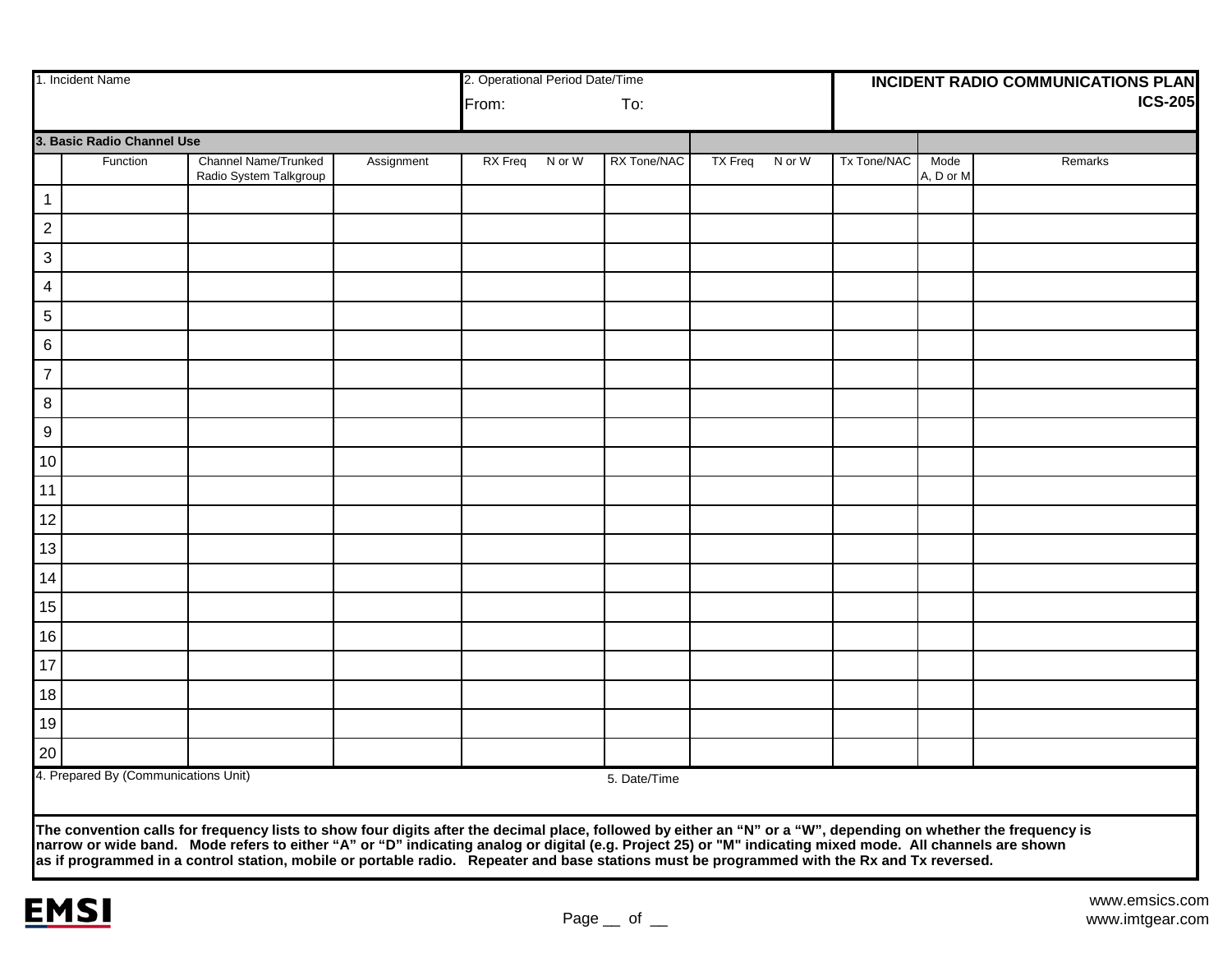| 1. Incident Name | 2. Operational Period Date/Time<br>From: To: | **INCIDENT RADIO COMMUNICATIONS PLAN**<br>**ICS-205** |
|---|---|---|

**3. Basic Radio Channel Use**

| | Function | Channel Name/Trunked Radio System Talkgroup | Assignment | RX Freq N or W | RX Tone/NAC | TX Freq N or W | Tx Tone/NAC | Mode A, D or M | Remarks |
|---|---|---|---|---|---|---|---|---|---|
| 1 | | | | | | | | | |
| 2 | | | | | | | | | |
| 3 | | | | | | | | | |
| 4 | | | | | | | | | |
| 5 | | | | | | | | | |
| 6 | | | | | | | | | |
| 7 | | | | | | | | | |
| 8 | | | | | | | | | |
| 9 | | | | | | | | | |
| 10 | | | | | | | | | |
| 11 | | | | | | | | | |
| 12 | | | | | | | | | |
| 13 | | | | | | | | | |
| 14 | | | | | | | | | |
| 15 | | | | | | | | | |
| 16 | | | | | | | | | |
| 17 | | | | | | | | | |
| 18 | | | | | | | | | |
| 19 | | | | | | | | | |
| 20 | | | | | | | | | |

| 4. Prepared By (Communications Unit) | 5. Date/Time |
|---|---|
| | |

**The convention calls for frequency lists to show four digits after the decimal place, followed by either an "N" or a "W", depending on whether the frequency is narrow or wide band. Mode refers to either "A" or "D" indicating analog or digital (e.g. Project 25) or "M" indicating mixed mode. All channels are shown as if programmed in a control station, mobile or portable radio. Repeater and base stations must be programmed with the Rx and Tx reversed.**

EMSI

Page __ of __

www.emsics.com
www.imtgear.com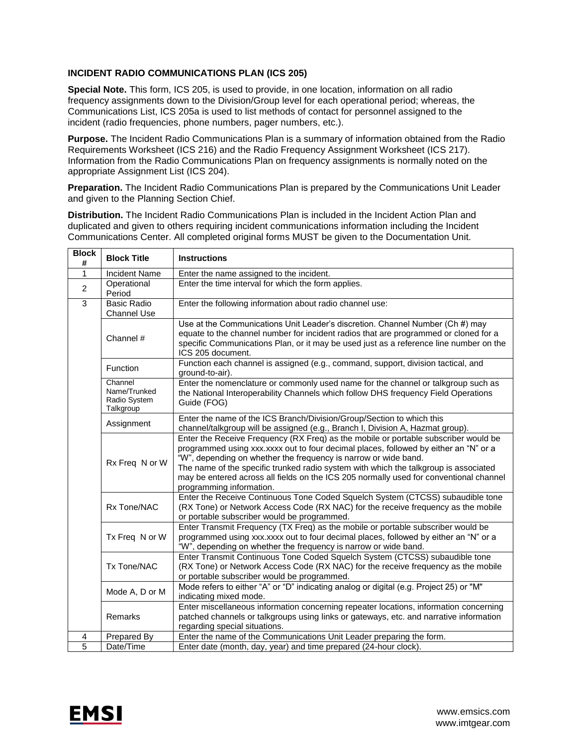**INCIDENT RADIO COMMUNICATIONS PLAN (ICS 205)**

**Special Note.** This form, ICS 205, is used to provide, in one location, information on all radio frequency assignments down to the Division/Group level for each operational period; whereas, the Communications List, ICS 205a is used to list methods of contact for personnel assigned to the incident (radio frequencies, phone numbers, pager numbers, etc.).

**Purpose.** The Incident Radio Communications Plan is a summary of information obtained from the Radio Requirements Worksheet (ICS 216) and the Radio Frequency Assignment Worksheet (ICS 217). Information from the Radio Communications Plan on frequency assignments is normally noted on the appropriate Assignment List (ICS 204).

**Preparation.** The Incident Radio Communications Plan is prepared by the Communications Unit Leader and given to the Planning Section Chief.

**Distribution.** The Incident Radio Communications Plan is included in the Incident Action Plan and duplicated and given to others requiring incident communications information including the Incident Communications Center. All completed original forms MUST be given to the Documentation Unit.

| Block # | Block Title | Instructions |
|---|---|---|
| 1 | Incident Name | Enter the name assigned to the incident. |
| 2 | Operational Period | Enter the time interval for which the form applies. |
| 3 | Basic Radio Channel Use | Enter the following information about radio channel use: |
| | Channel # | Use at the Communications Unit Leader's discretion. Channel Number (Ch #) may equate to the channel number for incident radios that are programmed or cloned for a specific Communications Plan, or it may be used just as a reference line number on the ICS 205 document. |
| | Function | Function each channel is assigned (e.g., command, support, division tactical, and ground-to-air). |
| | Channel Name/Trunked Radio System Talkgroup | Enter the nomenclature or commonly used name for the channel or talkgroup such as the National Interoperability Channels which follow DHS frequency Field Operations Guide (FOG) |
| | Assignment | Enter the name of the ICS Branch/Division/Group/Section to which this channel/talkgroup will be assigned (e.g., Branch I, Division A, Hazmat group). |
| | Rx Freq N or W | Enter the Receive Frequency (RX Freq) as the mobile or portable subscriber would be programmed using xxx.xxxx out to four decimal places, followed by either an "N" or a "W", depending on whether the frequency is narrow or wide band.<br>The name of the specific trunked radio system with which the talkgroup is associated may be entered across all fields on the ICS 205 normally used for conventional channel programming information. |
| | Rx Tone/NAC | Enter the Receive Continuous Tone Coded Squelch System (CTCSS) subaudible tone (RX Tone) or Network Access Code (RX NAC) for the receive frequency as the mobile or portable subscriber would be programmed. |
| | Tx Freq N or W | Enter Transmit Frequency (TX Freq) as the mobile or portable subscriber would be programmed using xxx.xxxx out to four decimal places, followed by either an "N" or a "W", depending on whether the frequency is narrow or wide band. |
| | Tx Tone/NAC | Enter Transmit Continuous Tone Coded Squelch System (CTCSS) subaudible tone (RX Tone) or Network Access Code (RX NAC) for the receive frequency as the mobile or portable subscriber would be programmed. |
| | Mode A, D or M | Mode refers to either "A" or "D" indicating analog or digital (e.g. Project 25) or "M" indicating mixed mode. |
| | Remarks | Enter miscellaneous information concerning repeater locations, information concerning patched channels or talkgroups using links or gateways, etc. and narrative information regarding special situations. |
| 4 | Prepared By | Enter the name of the Communications Unit Leader preparing the form. |
| 5 | Date/Time | Enter date (month, day, year) and time prepared (24-hour clock). |

EMSI

www.emsics.com
www.imtgear.com